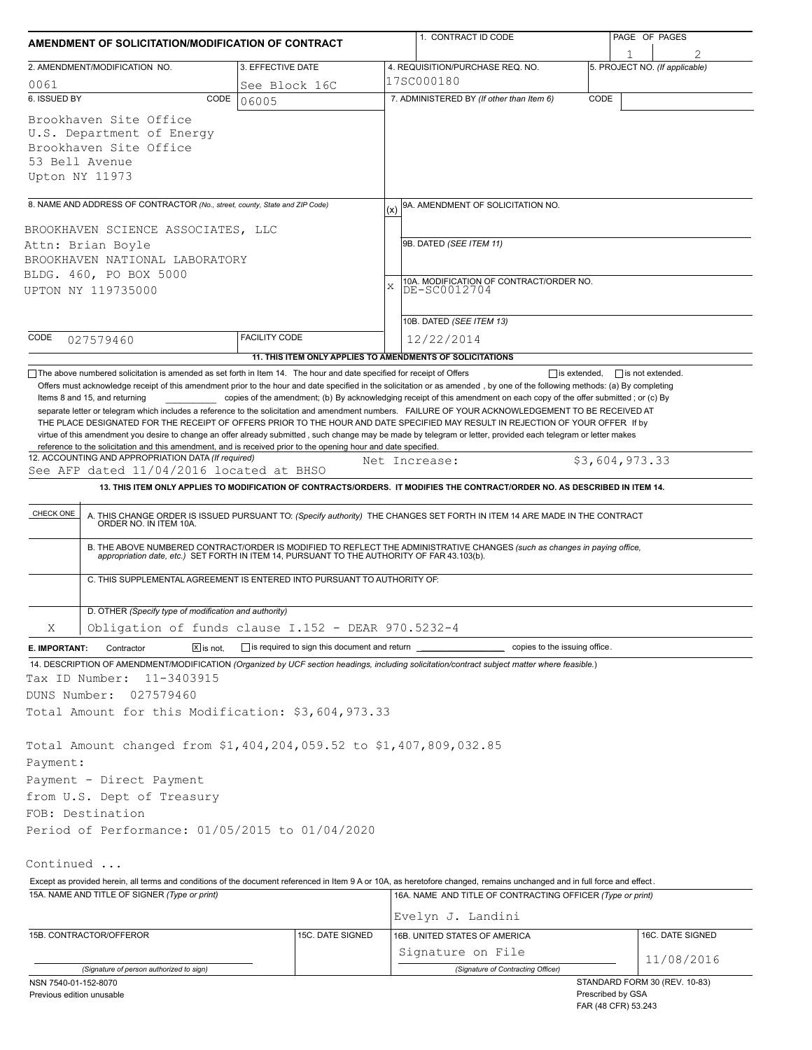# AMENDMENT OF SOLICITATION/MODIFICATION OF CONTRACT

| 1. CONTRACT ID CODE | PAGE OF PAGES |
|---|---|
| | 1 / 2 |

| 2. AMENDMENT/MODIFICATION NO. | 3. EFFECTIVE DATE | 4. REQUISITION/PURCHASE REQ. NO. | 5. PROJECT NO. (If applicable) |
|---|---|---|---|
| 0061 | See Block 16C | 17SC000180 | |

**6. ISSUED BY** CODE 06005

Brookhaven Site Office
U.S. Department of Energy
Brookhaven Site Office
53 Bell Avenue
Upton NY 11973

**7. ADMINISTERED BY** (If other than Item 6) CODE

**8. NAME AND ADDRESS OF CONTRACTOR** (No., street, county, State and ZIP Code)

BROOKHAVEN SCIENCE ASSOCIATES, LLC
Attn: Brian Boyle
BROOKHAVEN NATIONAL LABORATORY
BLDG. 460, PO BOX 5000
UPTON NY 119735000

CODE 027579460 FACILITY CODE

(x) 9A. AMENDMENT OF SOLICITATION NO.

9B. DATED (SEE ITEM 11)

X 10A. MODIFICATION OF CONTRACT/ORDER NO.
DE-SC0012704

10B. DATED (SEE ITEM 13)
12/22/2014

**11. THIS ITEM ONLY APPLIES TO AMENDMENTS OF SOLICITATIONS**

☐ The above numbered solicitation is amended as set forth in Item 14. The hour and date specified for receipt of Offers ☐ is extended, ☐ is not extended.

Offers must acknowledge receipt of this amendment prior to the hour and date specified in the solicitation or as amended , by one of the following methods: (a) By completing Items 8 and 15, and returning ________ copies of the amendment; (b) By acknowledging receipt of this amendment on each copy of the offer submitted ; or (c) By separate letter or telegram which includes a reference to the solicitation and amendment numbers. FAILURE OF YOUR ACKNOWLEDGEMENT TO BE RECEIVED AT THE PLACE DESIGNATED FOR THE RECEIPT OF OFFERS PRIOR TO THE HOUR AND DATE SPECIFIED MAY RESULT IN REJECTION OF YOUR OFFER If by virtue of this amendment you desire to change an offer already submitted , such change may be made by telegram or letter, provided each telegram or letter makes reference to the solicitation and this amendment, and is received prior to the opening hour and date specified.

**12. ACCOUNTING AND APPROPRIATION DATA** (If required)
See AFP dated 11/04/2016 located at BHSO    Net Increase: $3,604,973.33

**13. THIS ITEM ONLY APPLIES TO MODIFICATION OF CONTRACTS/ORDERS. IT MODIFIES THE CONTRACT/ORDER NO. AS DESCRIBED IN ITEM 14.**

| CHECK ONE | |
|---|---|
| | A. THIS CHANGE ORDER IS ISSUED PURSUANT TO: (Specify authority) THE CHANGES SET FORTH IN ITEM 14 ARE MADE IN THE CONTRACT ORDER NO. IN ITEM 10A. |
| | B. THE ABOVE NUMBERED CONTRACT/ORDER IS MODIFIED TO REFLECT THE ADMINISTRATIVE CHANGES (such as changes in paying office, appropriation date, etc.) SET FORTH IN ITEM 14, PURSUANT TO THE AUTHORITY OF FAR 43.103(b). |
| | C. THIS SUPPLEMENTAL AGREEMENT IS ENTERED INTO PURSUANT TO AUTHORITY OF: |
| X | D. OTHER (Specify type of modification and authority) Obligation of funds clause I.152 - DEAR 970.5232-4 |

**E. IMPORTANT:** Contractor ☒ is not, ☐ is required to sign this document and return ________ copies to the issuing office.

**14. DESCRIPTION OF AMENDMENT/MODIFICATION** (Organized by UCF section headings, including solicitation/contract subject matter where feasible.)

Tax ID Number: 11-3403915
DUNS Number: 027579460
Total Amount for this Modification: $3,604,973.33

Total Amount changed from $1,404,204,059.52 to $1,407,809,032.85
Payment:
Payment - Direct Payment
from U.S. Dept of Treasury
FOB: Destination
Period of Performance: 01/05/2015 to 01/04/2020

Continued ...

Except as provided herein, all terms and conditions of the document referenced in Item 9 A or 10A, as heretofore changed, remains unchanged and in full force and effect.

| 15A. NAME AND TITLE OF SIGNER (Type or print) | | 16A. NAME AND TITLE OF CONTRACTING OFFICER (Type or print) | |
|---|---|---|---|
| | | Evelyn J. Landini | |
| 15B. CONTRACTOR/OFFEROR | 15C. DATE SIGNED | 16B. UNITED STATES OF AMERICA | 16C. DATE SIGNED |
| (Signature of person authorized to sign) | | Signature on File (Signature of Contracting Officer) | 11/08/2016 |

NSN 7540-01-152-8070
Previous edition unusable

STANDARD FORM 30 (REV. 10-83)
Prescribed by GSA
FAR (48 CFR) 53.243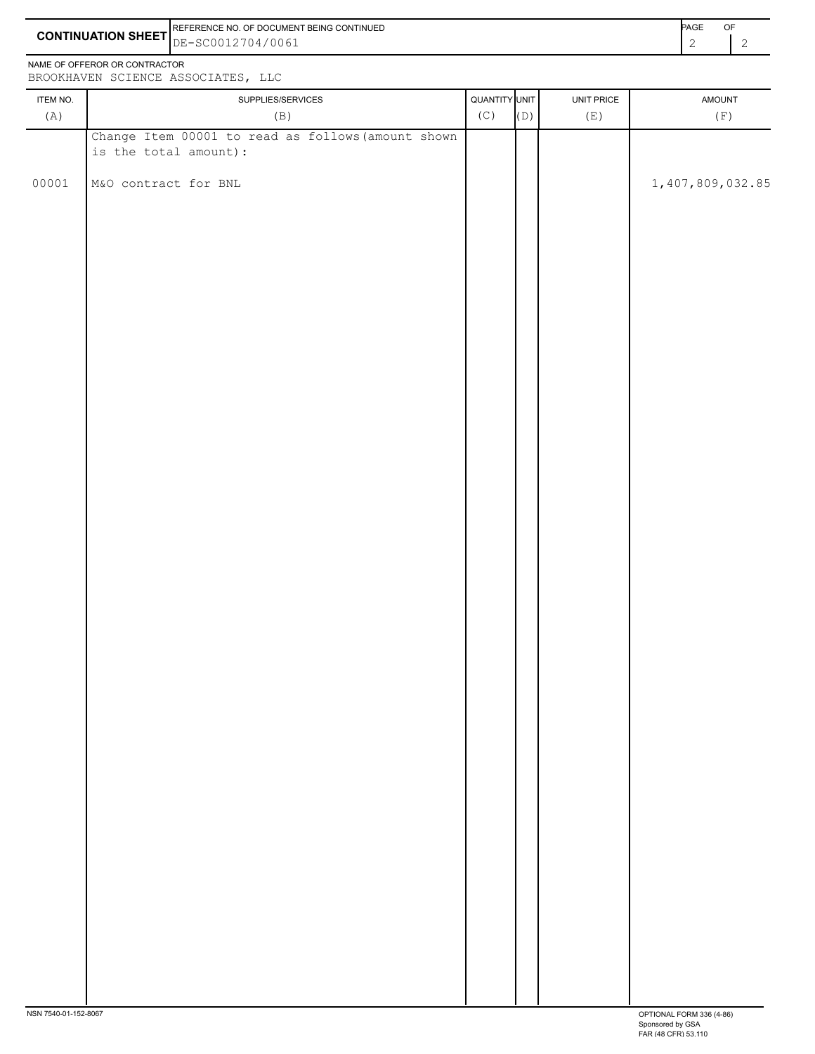**CONTINUATION SHEET**

REFERENCE NO. OF DOCUMENT BEING CONTINUED: DE-SC0012704/0061

NAME OF OFFEROR OR CONTRACTOR: BROOKHAVEN SCIENCE ASSOCIATES, LLC

| ITEM NO. (A) | SUPPLIES/SERVICES (B) | QUANTITY (C) | UNIT (D) | UNIT PRICE (E) | AMOUNT (F) |
|---|---|---|---|---|---|
| | Change Item 00001 to read as follows(amount shown is the total amount): | | | | |
| 00001 | M&O contract for BNL | | | | 1,407,809,032.85 |

NSN 7540-01-152-8067

OPTIONAL FORM 336 (4-86)
Sponsored by GSA
FAR (48 CFR) 53.110